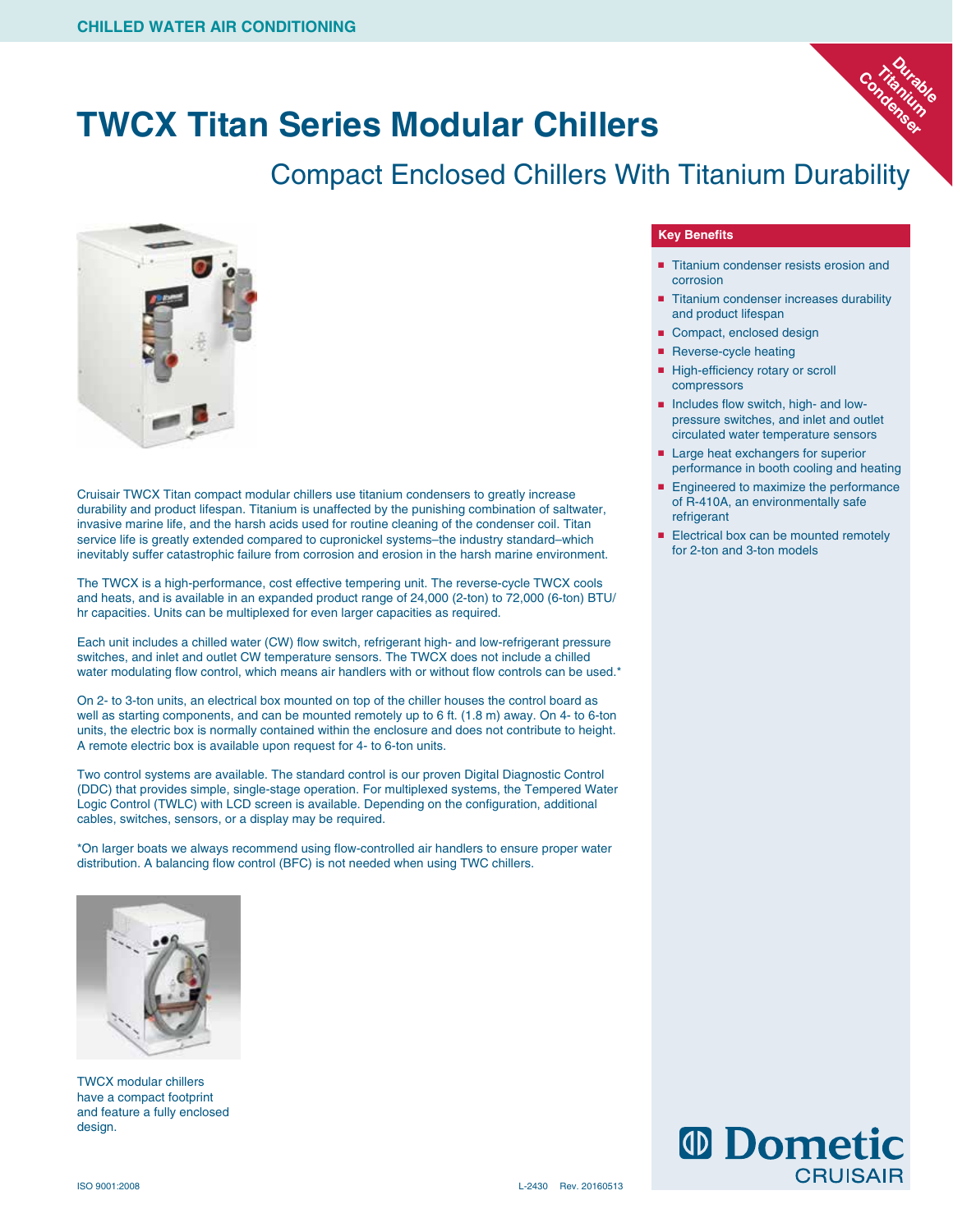CHILLED WATER AIR CONDITIONING

# TWCX Titan Series Modular Chillers

## Compact Enclosed Chillers With Titanium Durability

Durable Titanium Condenser

### Key Benefits

- Titanium condenser resists erosion and corrosion
- Titanium condenser increases durability and product lifespan
- Compact, enclosed design
- Reverse-cycle heating
- High-efficiency rotary or scroll compressors
- Includes flow switch, high- and low-pressure switches, and inlet and outlet circulated water temperature sensors
- Large heat exchangers for superior performance in booth cooling and heating
- Engineered to maximize the performance of R-410A, an environmentally safe refrigerant
- Electrical box can be mounted remotely for 2-ton and 3-ton models

Cruisair TWCX Titan compact modular chillers use titanium condensers to greatly increase durability and product lifespan. Titanium is unaffected by the punishing combination of saltwater, invasive marine life, and the harsh acids used for routine cleaning of the condenser coil. Titan service life is greatly extended compared to cupronickel systems–the industry standard–which inevitably suffer catastrophic failure from corrosion and erosion in the harsh marine environment.

The TWCX is a high-performance, cost effective tempering unit. The reverse-cycle TWCX cools and heats, and is available in an expanded product range of 24,000 (2-ton) to 72,000 (6-ton) BTU/hr capacities. Units can be multiplexed for even larger capacities as required.

Each unit includes a chilled water (CW) flow switch, refrigerant high- and low-refrigerant pressure switches, and inlet and outlet CW temperature sensors. The TWCX does not include a chilled water modulating flow control, which means air handlers with or without flow controls can be used.*

On 2- to 3-ton units, an electrical box mounted on top of the chiller houses the control board as well as starting components, and can be mounted remotely up to 6 ft. (1.8 m) away. On 4- to 6-ton units, the electric box is normally contained within the enclosure and does not contribute to height. A remote electric box is available upon request for 4- to 6-ton units.

Two control systems are available. The standard control is our proven Digital Diagnostic Control (DDC) that provides simple, single-stage operation. For multiplexed systems, the Tempered Water Logic Control (TWLC) with LCD screen is available. Depending on the configuration, additional cables, switches, sensors, or a display may be required.

*On larger boats we always recommend using flow-controlled air handlers to ensure proper water distribution. A balancing flow control (BFC) is not needed when using TWC chillers.

TWCX modular chillers have a compact footprint and feature a fully enclosed design.

Dometic CRUISAIR

ISO 9001:2008

L-2430 Rev. 20160513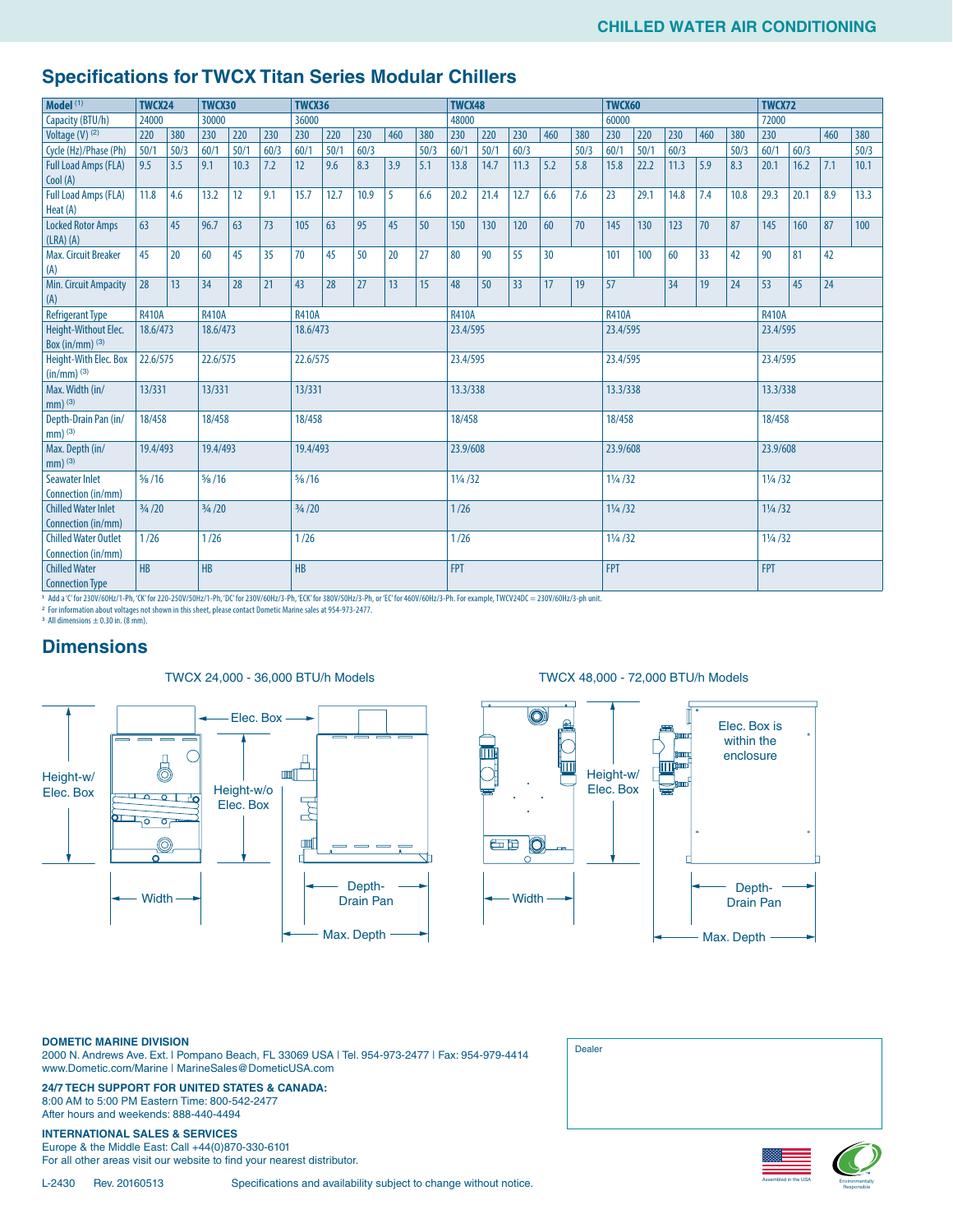## Specifications for TWCX Titan Series Modular Chillers

| Model [1] | TWCX24 | | TWCX30 | | | TWCX36 | | | | | TWCX48 | | | | | TWCX60 | | | | | TWCX72 | | | |
|---|---|---|---|---|---|---|---|---|---|---|---|---|---|---|---|---|---|---|---|---|---|---|---|---|
| Capacity (BTU/h) | 24000 | | 30000 | | | 36000 | | | | | 48000 | | | | | 60000 | | | | | 72000 | | | |
| Voltage (V) [2] | 220 | 380 | 230 | 220 | 230 | 230 | 220 | 230 | 460 | 380 | 230 | 220 | 230 | 460 | 380 | 230 | 220 | 230 | 460 | 380 | 230 | | 460 | 380 |
| Cycle (Hz)/Phase (Ph) | 50/1 | 50/3 | 60/1 | 50/1 | 60/3 | 60/1 | 50/1 | 60/3 | | 50/3 | 60/1 | 50/1 | 60/3 | | 50/3 | 60/1 | 50/1 | 60/3 | | 50/3 | 60/1 | 60/3 | | 50/3 |
| Full Load Amps (FLA) Cool (A) | 9.5 | 3.5 | 9.1 | 10.3 | 7.2 | 12 | 9.6 | 8.3 | 3.9 | 5.1 | 13.8 | 14.7 | 11.3 | 5.2 | 5.8 | 15.8 | 22.2 | 11.3 | 5.9 | 8.3 | 20.1 | 16.2 | 7.1 | 10.1 |
| Full Load Amps (FLA) Heat (A) | 11.8 | 4.6 | 13.2 | 12 | 9.1 | 15.7 | 12.7 | 10.9 | 5 | 6.6 | 20.2 | 21.4 | 12.7 | 6.6 | 7.6 | 23 | 29.1 | 14.8 | 7.4 | 10.8 | 29.3 | 20.1 | 8.9 | 13.3 |
| Locked Rotor Amps (LRA) (A) | 63 | 45 | 96.7 | 63 | 73 | 105 | 63 | 95 | 45 | 50 | 150 | 130 | 120 | 60 | 70 | 145 | 130 | 123 | 70 | 87 | 145 | 160 | 87 | 100 |
| Max. Circuit Breaker (A) | 45 | 20 | 60 | 45 | 35 | 70 | 45 | 50 | 20 | 27 | 80 | 90 | 55 | 30 | | 101 | 100 | 60 | 33 | 42 | 90 | 81 | 42 | |
| Min. Circuit Ampacity (A) | 28 | 13 | 34 | 28 | 21 | 43 | 28 | 27 | 13 | 15 | 48 | 50 | 33 | 17 | 19 | 57 | | 34 | 19 | 24 | 53 | 45 | 24 | |
| Refrigerant Type | R410A | | R410A | | | R410A | | | | | R410A | | | | | R410A | | | | | R410A | | | |
| Height-Without Elec. Box (in/mm) [3] | 18.6/473 | | 18.6/473 | | | 18.6/473 | | | | | 23.4/595 | | | | | 23.4/595 | | | | | 23.4/595 | | | |
| Height-With Elec. Box (in/mm) [3] | 22.6/575 | | 22.6/575 | | | 22.6/575 | | | | | 23.4/595 | | | | | 23.4/595 | | | | | 23.4/595 | | | |
| Max. Width (in/mm) [3] | 13/331 | | 13/331 | | | 13/331 | | | | | 13.3/338 | | | | | 13.3/338 | | | | | 13.3/338 | | | |
| Depth-Drain Pan (in/mm) [3] | 18/458 | | 18/458 | | | 18/458 | | | | | 18/458 | | | | | 18/458 | | | | | 18/458 | | | |
| Max. Depth (in/mm) [3] | 19.4/493 | | 19.4/493 | | | 19.4/493 | | | | | 23.9/608 | | | | | 23.9/608 | | | | | 23.9/608 | | | |
| Seawater Inlet Connection (in/mm) | ⅝ /16 | | ⅝ /16 | | | ⅝ /16 | | | | | 1¼ /32 | | | | | 1¼ /32 | | | | | 1¼ /32 | | | |
| Chilled Water Inlet Connection (in/mm) | ¾ /20 | | ¾ /20 | | | ¾ /20 | | | | | 1 /26 | | | | | 1¼ /32 | | | | | 1¼ /32 | | | |
| Chilled Water Outlet Connection (in/mm) | 1 /26 | | 1 /26 | | | 1 /26 | | | | | 1 /26 | | | | | 1¼ /32 | | | | | 1¼ /32 | | | |
| Chilled Water Connection Type | HB | | HB | | | HB | | | | | FPT | | | | | FPT | | | | | FPT | | | |

[1] Add a 'C' for 230V/60Hz/1-Ph, 'CK' for 220-250V/50Hz/1-Ph, 'DC' for 230V/60Hz/3-Ph, 'ECK' for 380V/50Hz/3-Ph, or 'EC' for 460V/60Hz/3-Ph. For example, TWCV24DC = 230V/60Hz/3-ph unit.
[2] For information about voltages not shown in this sheet, please contact Dometic Marine sales at 954-973-2477.
[3] All dimensions ± 0.30 in. (8 mm).

## Dimensions

TWCX 24,000 - 36,000 BTU/h Models

Elec. Box
Height-w/ Elec. Box
Height-w/o Elec. Box
Width
Depth- Drain Pan
Max. Depth

TWCX 48,000 - 72,000 BTU/h Models

Elec. Box is within the enclosure
Height-w/ Elec. Box
Width
Depth- Drain Pan
Max. Depth

**DOMETIC MARINE DIVISION**
2000 N. Andrews Ave. Ext. | Pompano Beach, FL 33069 USA | Tel. 954-973-2477 | Fax: 954-979-4414
www.Dometic.com/Marine | MarineSales@DometicUSA.com

**24/7 TECH SUPPORT FOR UNITED STATES & CANADA:**
8:00 AM to 5:00 PM Eastern Time: 800-542-2477
After hours and weekends: 888-440-4494

**INTERNATIONAL SALES & SERVICES**
Europe & the Middle East: Call +44(0)870-330-6101
For all other areas visit our website to find your nearest distributor.

Dealer

Assembled in the USA

Environmentally Responsible

L-2430 Rev. 20160513 Specifications and availability subject to change without notice.